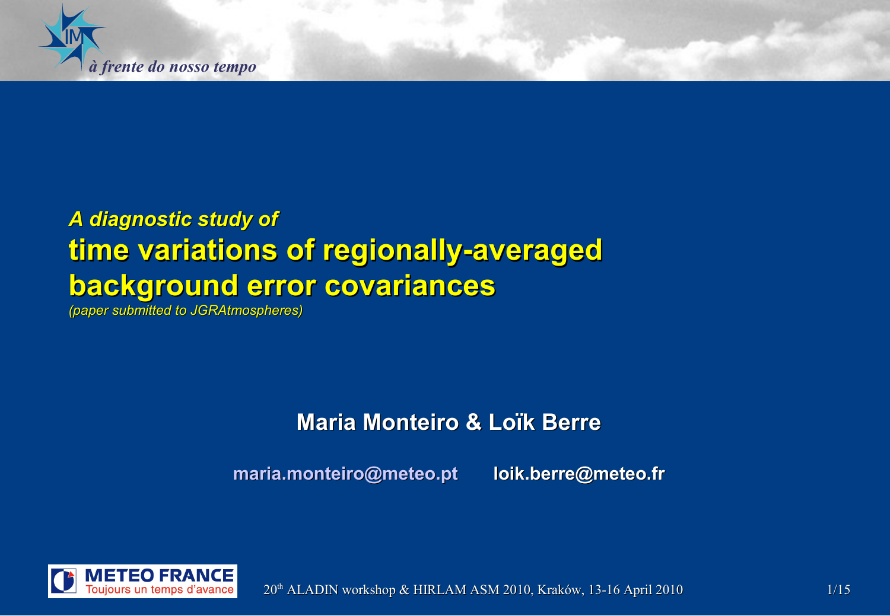*à frente do nosso tempo*

***A diagnostic study of***

# time variations of regionally-averaged background error covariances

*(paper submitted to JGRAtmospheres)*

**Maria Monteiro & Loïk Berre**

**maria.monteiro@meteo.pt** **loik.berre@meteo.fr**

METEO FRANCE
Toujours un temps d'avance

20th ALADIN workshop & HIRLAM ASM 2010, Kraków, 13-16 April 2010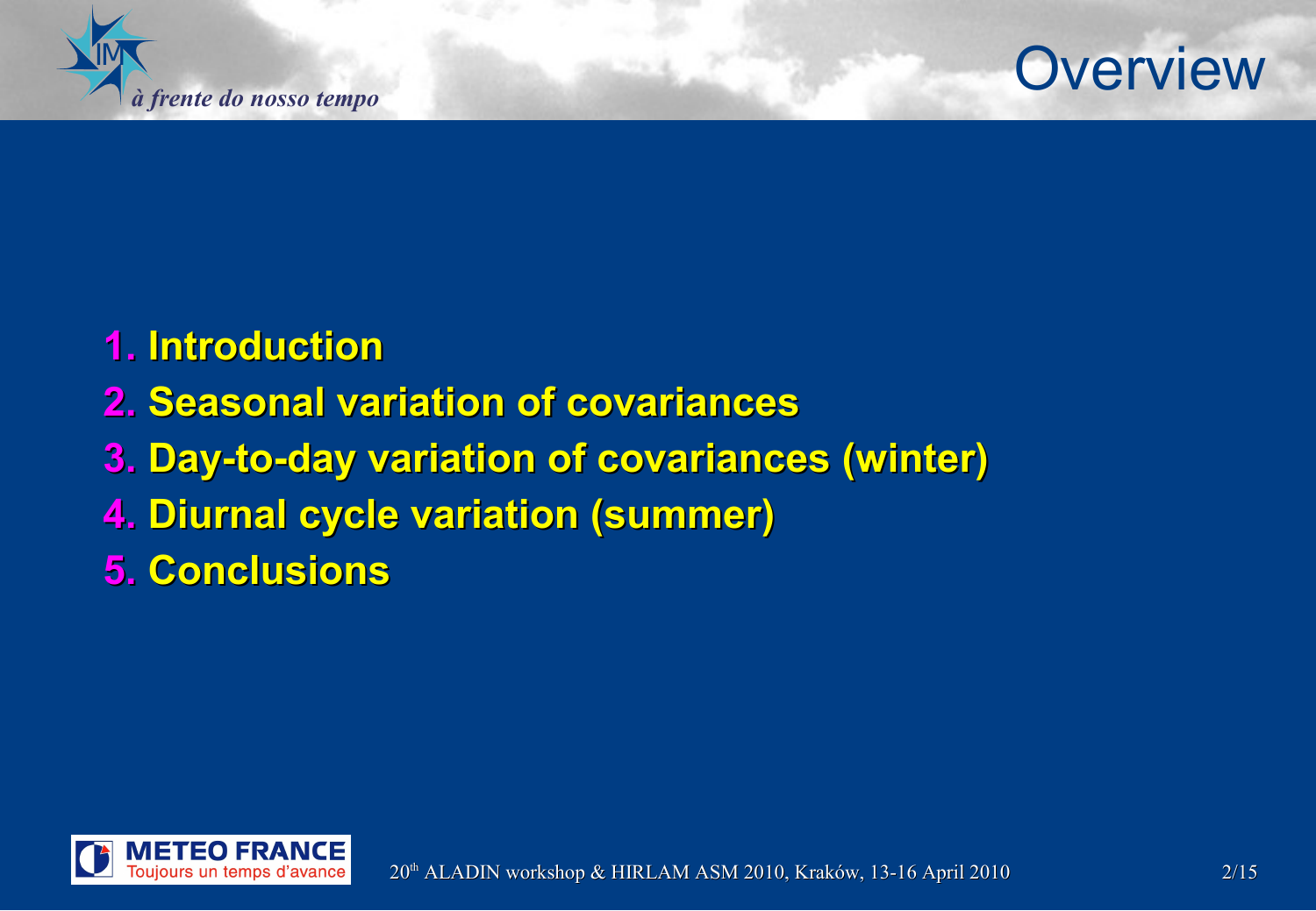# Overview

1. Introduction
2. Seasonal variation of covariances
3. Day-to-day variation of covariances (winter)
4. Diurnal cycle variation (summer)
5. Conclusions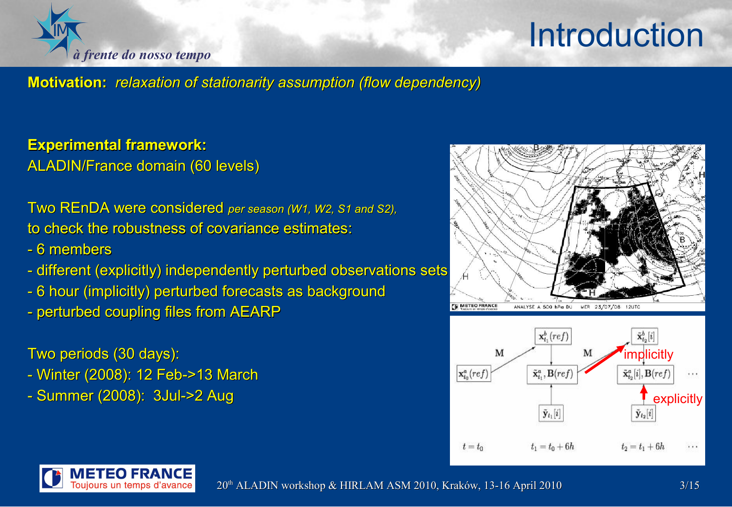# Introduction

**Motivation:** *relaxation of stationarity assumption (flow dependency)*

**Experimental framework:**
ALADIN/France domain (60 levels)

Two REnDA were considered *per season (W1, W2, S1 and S2),* to check the robustness of covariance estimates:

- 6 members
- different (explicitly) independently perturbed observations sets
- 6 hour (implicitly) perturbed forecasts as background
- perturbed coupling files from AEARP

Two periods (30 days):

- Winter (2008): 12 Feb->13 March
- Summer (2008): 3Jul->2 Aug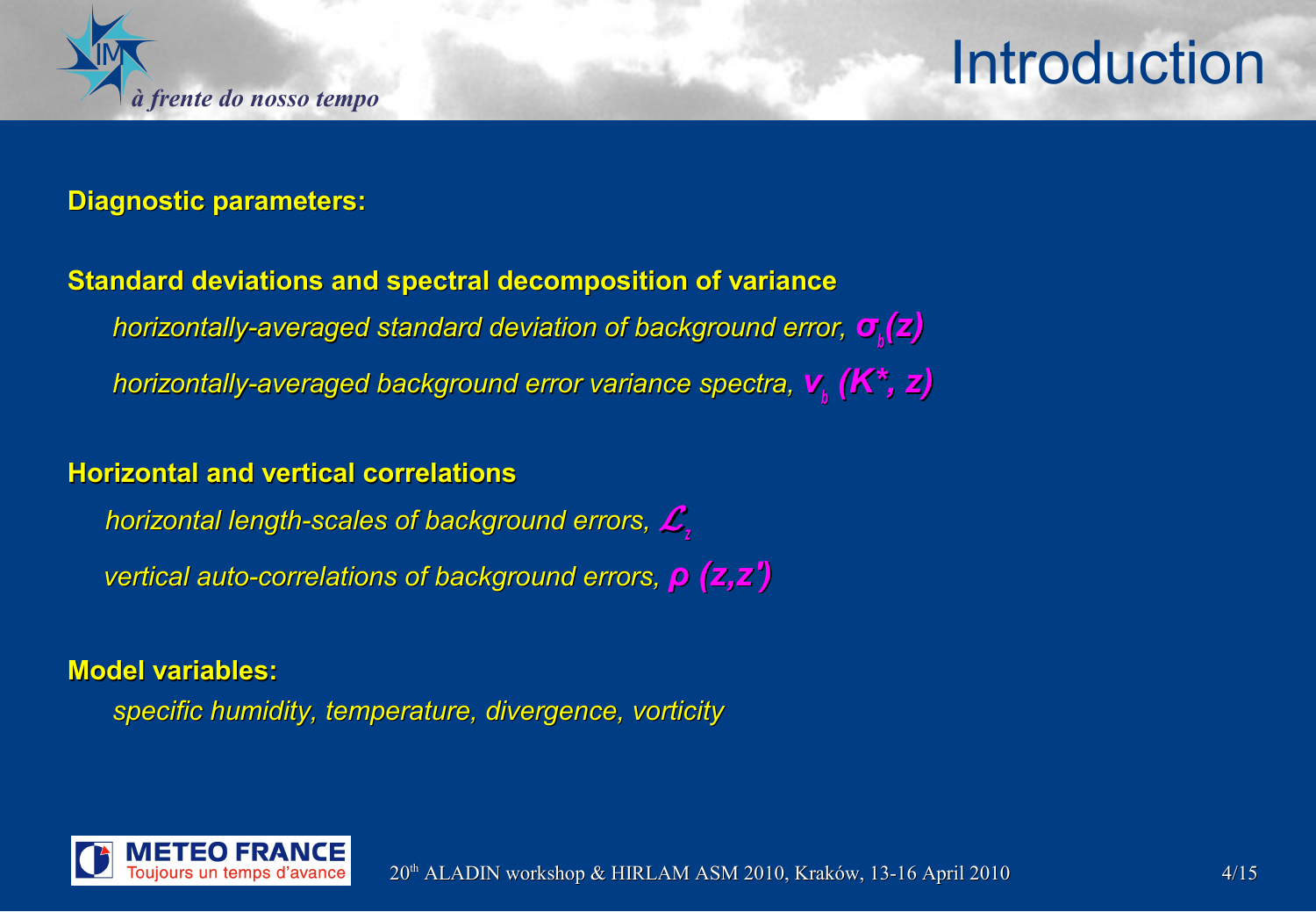# Introduction

**Diagnostic parameters:**

**Standard deviations and spectral decomposition of variance**

*horizontally-averaged standard deviation of background error,* $\sigma_b(z)$

*horizontally-averaged background error variance spectra,* $v_b\,(K^*, z)$

**Horizontal and vertical correlations**

*horizontal length-scales of background errors,* $\mathcal{L}_z$

*vertical auto-correlations of background errors,* $\rho\,(z,z')$

**Model variables:**

*specific humidity, temperature, divergence, vorticity*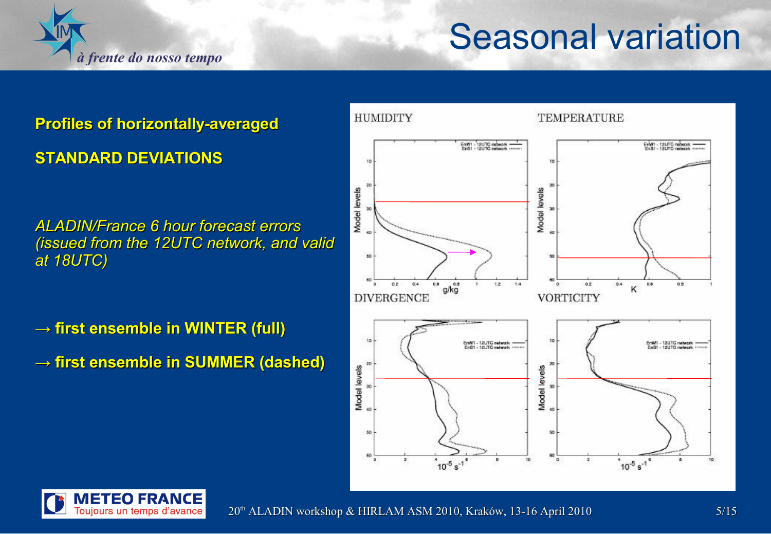# Seasonal variation

**Profiles of horizontally-averaged**

**STANDARD DEVIATIONS**

*ALADIN/France 6 hour forecast errors (issued from the 12UTC network, and valid at 18UTC)*

**→ first ensemble in WINTER (full)**

**→ first ensemble in SUMMER (dashed)**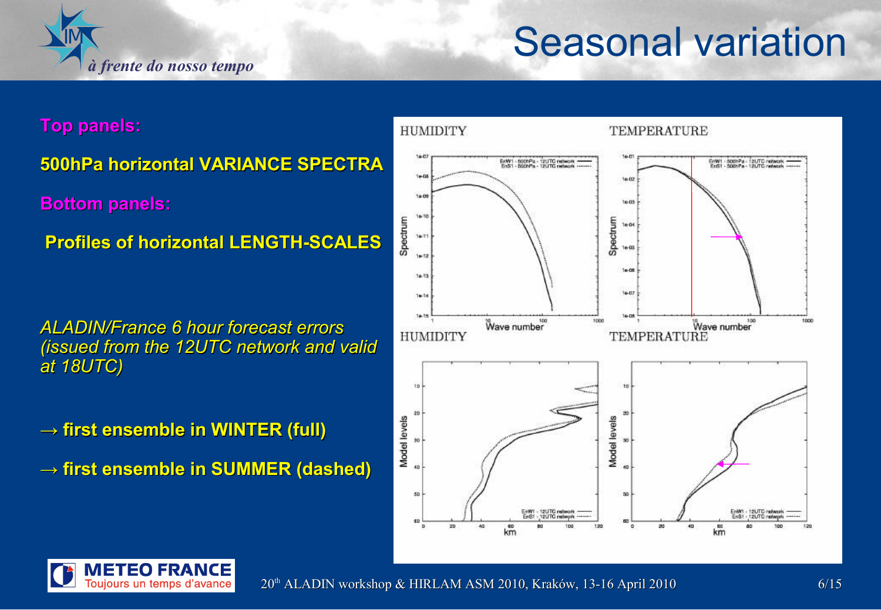# Seasonal variation

**Top panels:**

**500hPa horizontal VARIANCE SPECTRA**

**Bottom panels:**

**Profiles of horizontal LENGTH-SCALES**

*ALADIN/France 6 hour forecast errors (issued from the 12UTC network and valid at 18UTC)*

**→ first ensemble in WINTER (full)**

**→ first ensemble in SUMMER (dashed)**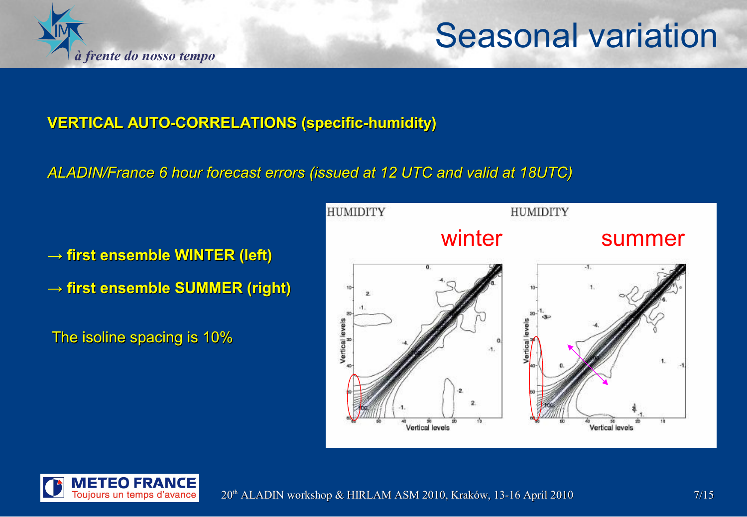# Seasonal variation

**VERTICAL AUTO-CORRELATIONS (specific-humidity)**

*ALADIN/France 6 hour forecast errors (issued at 12 UTC and valid at 18UTC)*

- → **first ensemble WINTER (left)**
- → **first ensemble SUMMER (right)**

The isoline spacing is 10%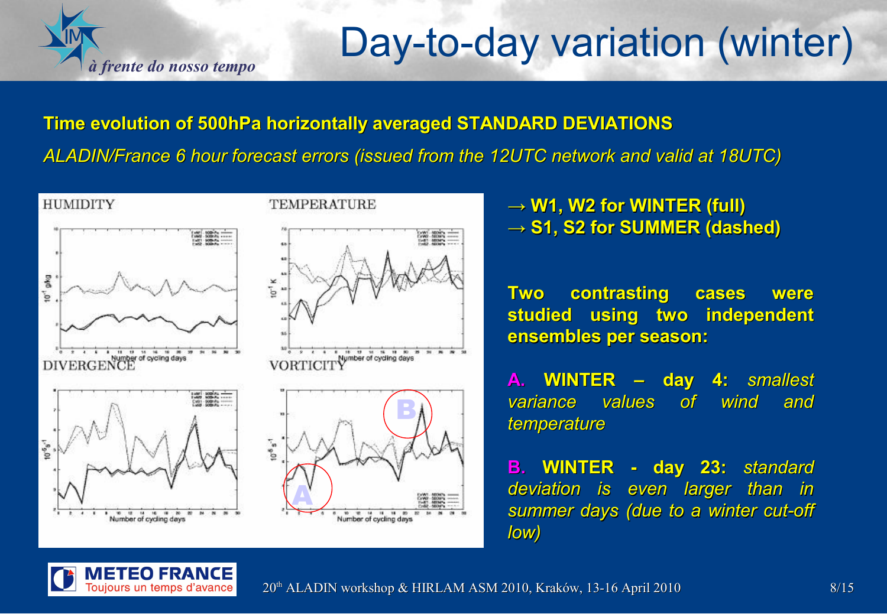# Day-to-day variation (winter)

**Time evolution of 500hPa horizontally averaged STANDARD DEVIATIONS**

*ALADIN/France 6 hour forecast errors (issued from the 12UTC network and valid at 18UTC)*

HUMIDITY

TEMPERATURE

DIVERGENCE

VORTICITY

**→ W1, W2 for WINTER (full)**
**→ S1, S2 for SUMMER (dashed)**

**Two contrasting cases were studied using two independent ensembles per season:**

**A. WINTER – day 4:** *smallest variance values of wind and temperature*

**B. WINTER - day 23:** *standard deviation is even larger than in summer days (due to a winter cut-off low)*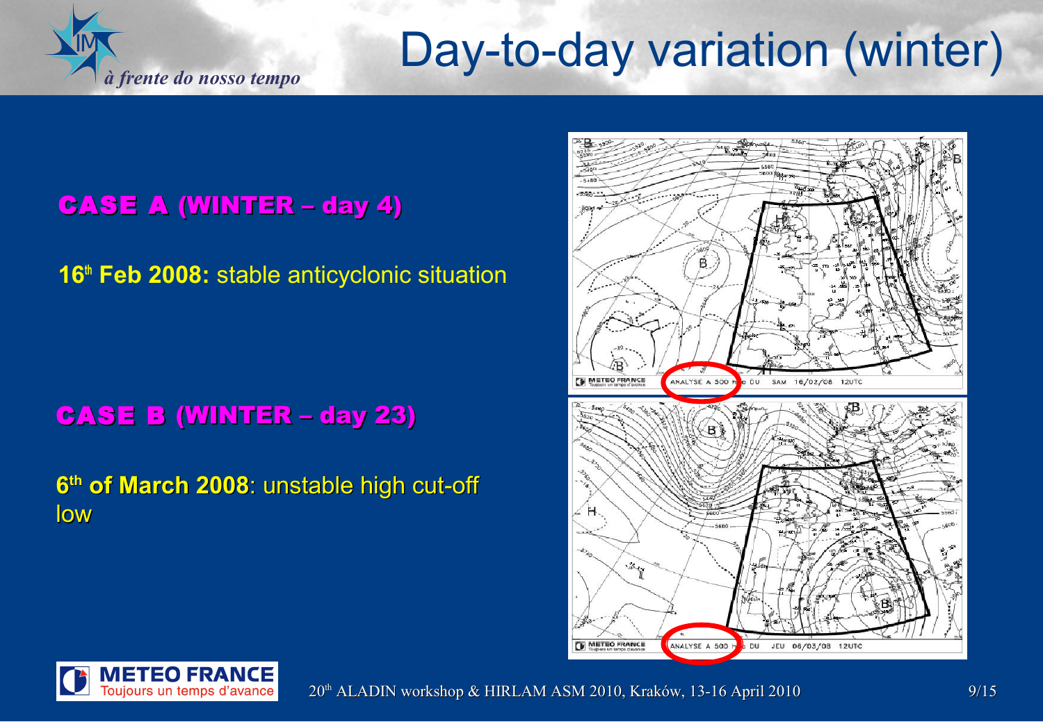# Day-to-day variation (winter)

## CASE A (WINTER – day 4)

**16th Feb 2008:** stable anticyclonic situation

## CASE B (WINTER – day 23)

**6th of March 2008**: unstable high cut-off low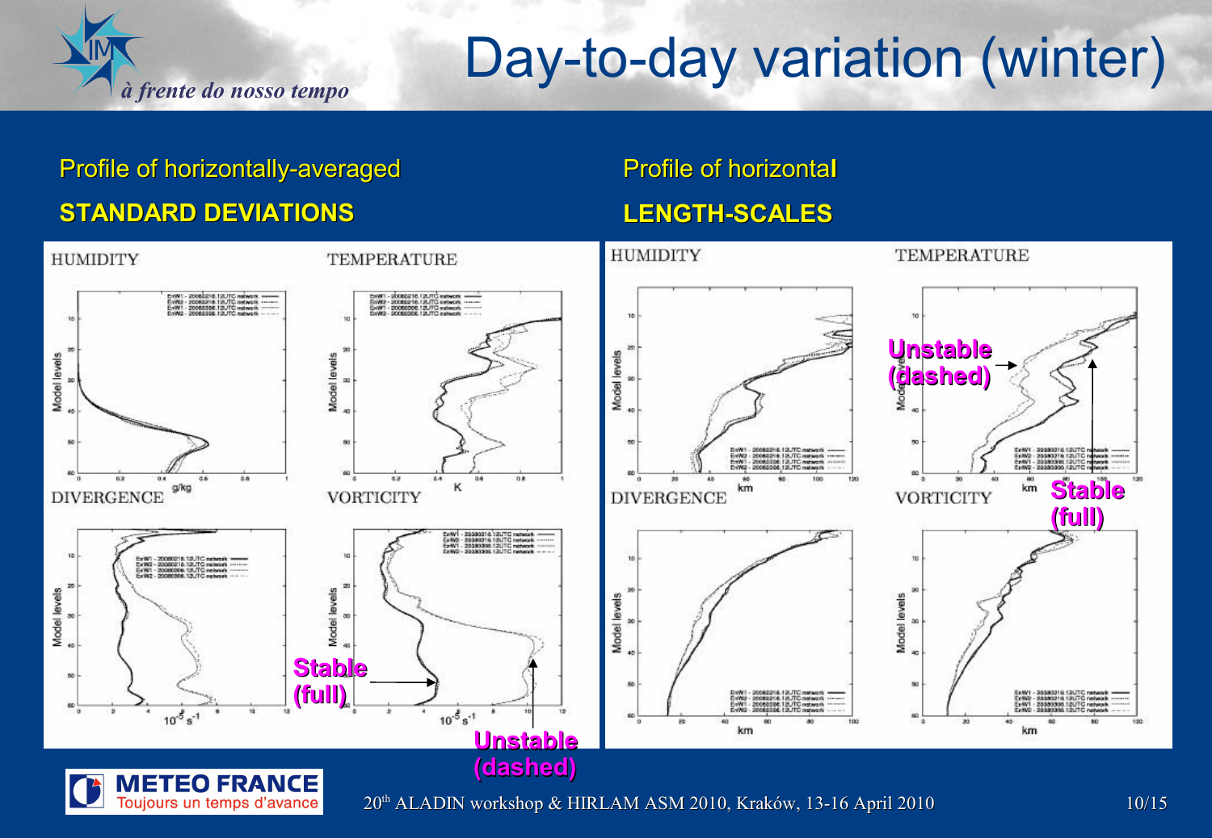# Day-to-day variation (winter)

Profile of horizontally-averaged

**STANDARD DEVIATIONS**

Profile of horizontal

**LENGTH-SCALES**

HUMIDITY

TEMPERATURE

DIVERGENCE

VORTICITY

**Stable (full)**

**Unstable (dashed)**

HUMIDITY

TEMPERATURE

DIVERGENCE

VORTICITY

**Unstable (dashed)**

**Stable (full)**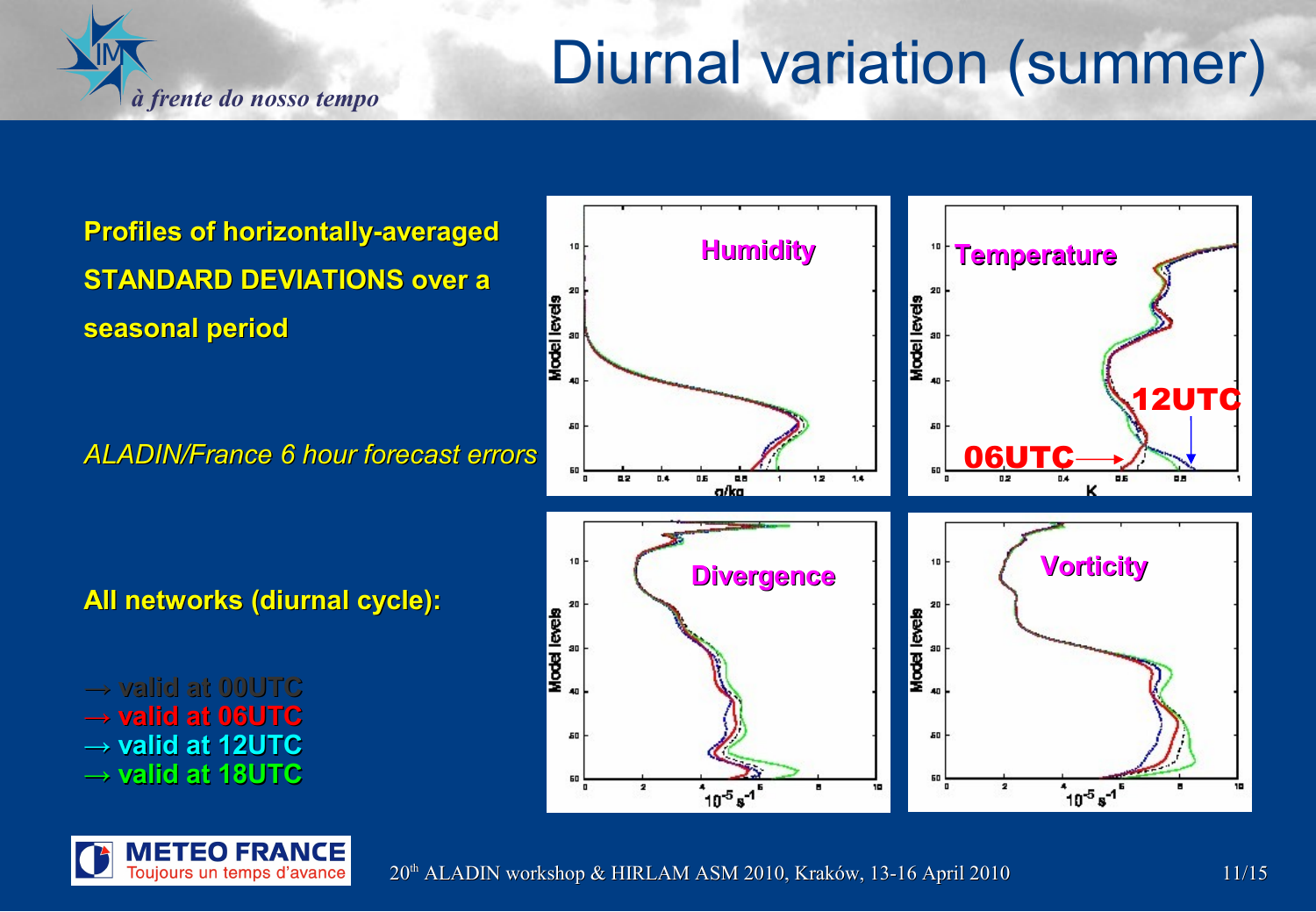# Diurnal variation (summer)

**Profiles of horizontally-averaged STANDARD DEVIATIONS over a seasonal period**

*ALADIN/France 6 hour forecast errors*

**All networks (diurnal cycle):**

- → **valid at 00UTC**
- → **valid at 06UTC**
- → **valid at 12UTC**
- → **valid at 18UTC**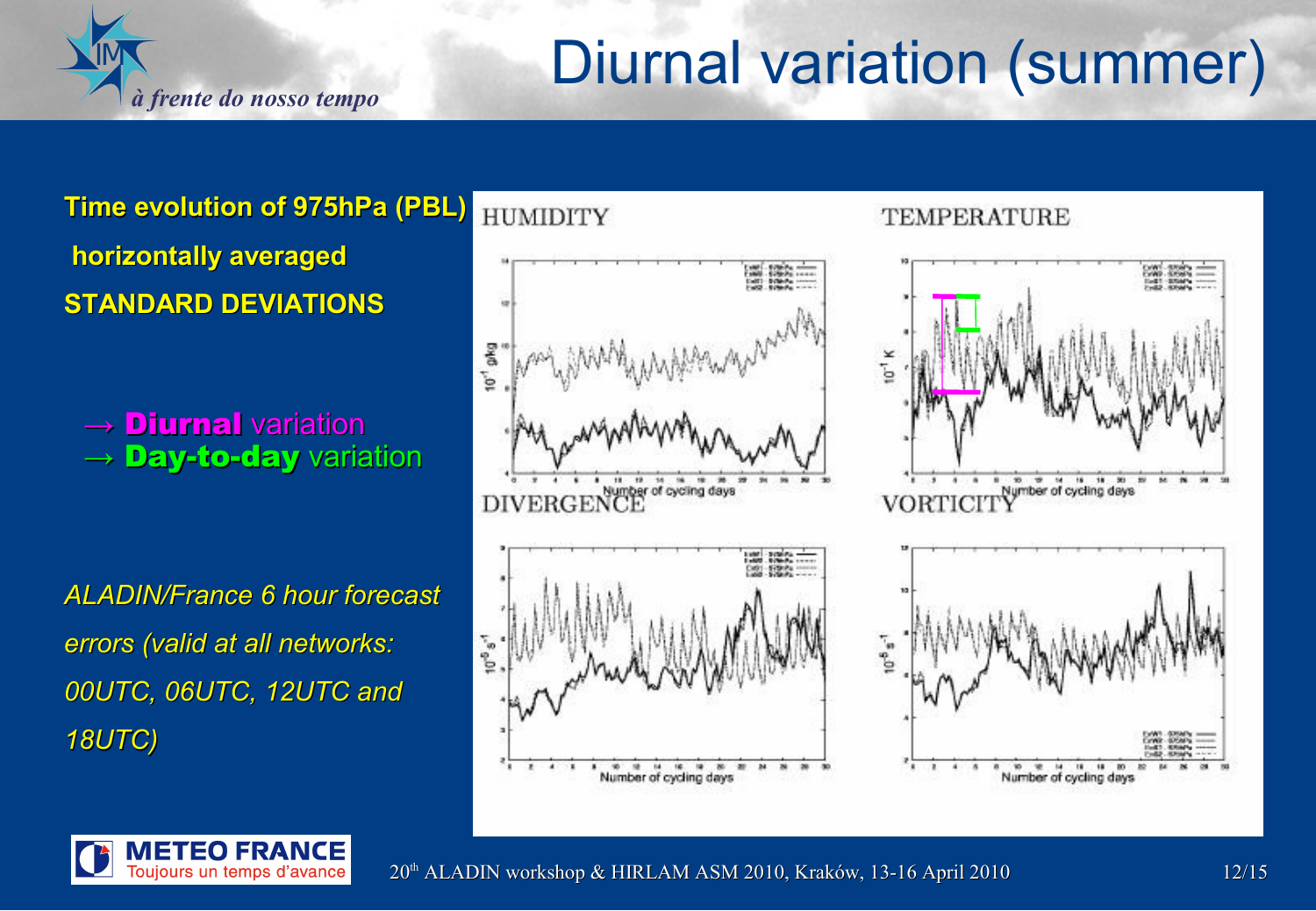# Diurnal variation (summer)

**Time evolution of 975hPa (PBL) horizontally averaged STANDARD DEVIATIONS**

→ **Diurnal** variation
→ **Day-to-day** variation

*ALADIN/France 6 hour forecast errors (valid at all networks: 00UTC, 06UTC, 12UTC and 18UTC)*

HUMIDITY

TEMPERATURE

DIVERGENCE

VORTICITY

Number of cycling days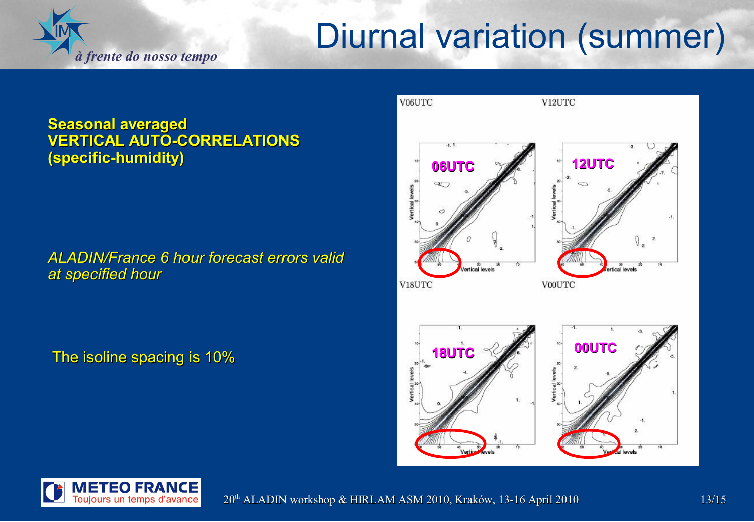# Diurnal variation (summer)

**Seasonal averaged**
**VERTICAL AUTO-CORRELATIONS**
**(specific-humidity)**

*ALADIN/France 6 hour forecast errors valid at specified hour*

The isoline spacing is 10%

V06UTC — 06UTC

V12UTC — 12UTC

V18UTC — 18UTC

V00UTC — 00UTC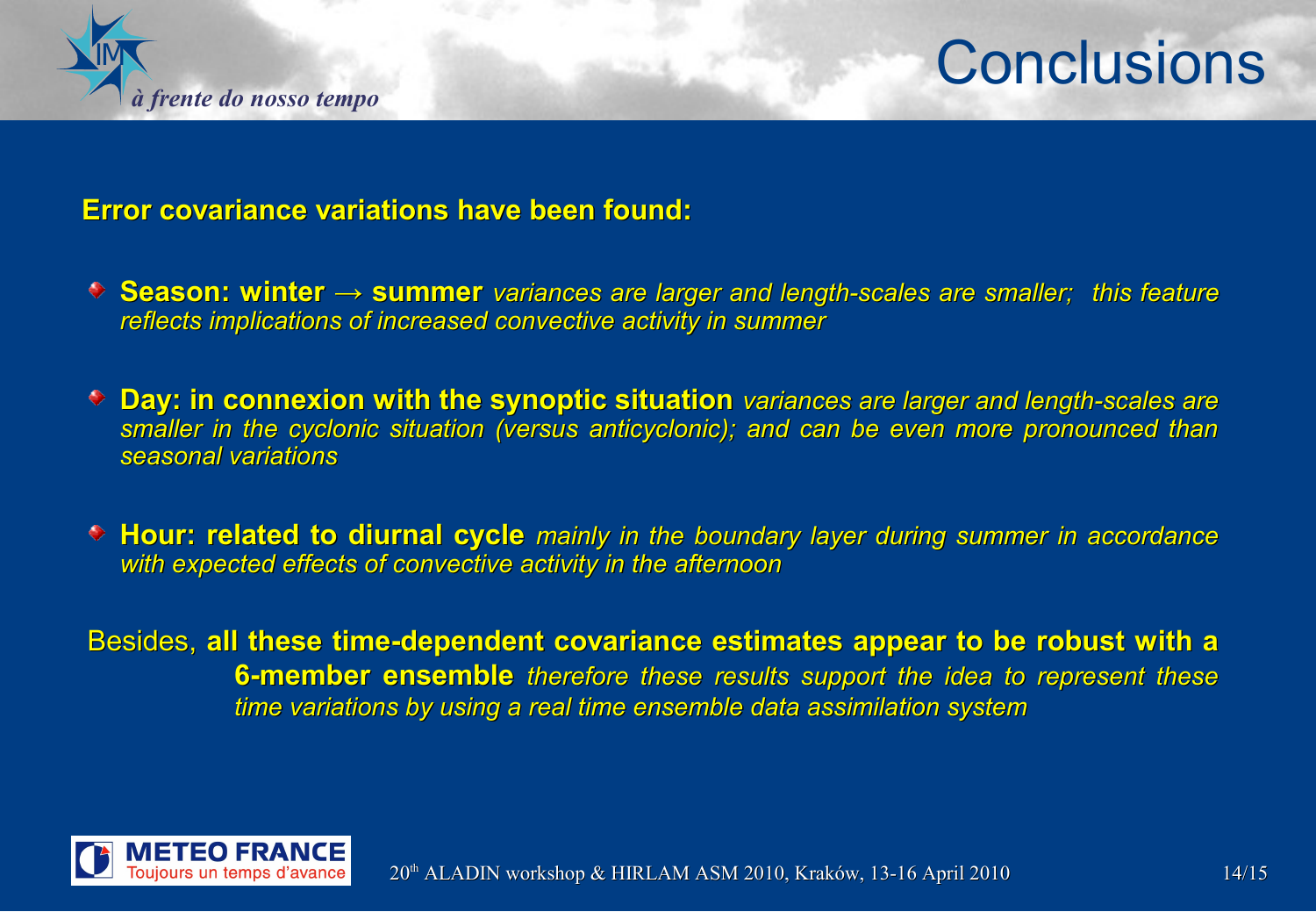# Conclusions

**Error covariance variations have been found:**

- **Season: winter → summer** *variances are larger and length-scales are smaller; this feature reflects implications of increased convective activity in summer*

- **Day: in connexion with the synoptic situation** *variances are larger and length-scales are smaller in the cyclonic situation (versus anticyclonic); and can be even more pronounced than seasonal variations*

- **Hour: related to diurnal cycle** *mainly in the boundary layer during summer in accordance with expected effects of convective activity in the afternoon*

Besides, **all these time-dependent covariance estimates appear to be robust with a 6-member ensemble** *therefore these results support the idea to represent these time variations by using a real time ensemble data assimilation system*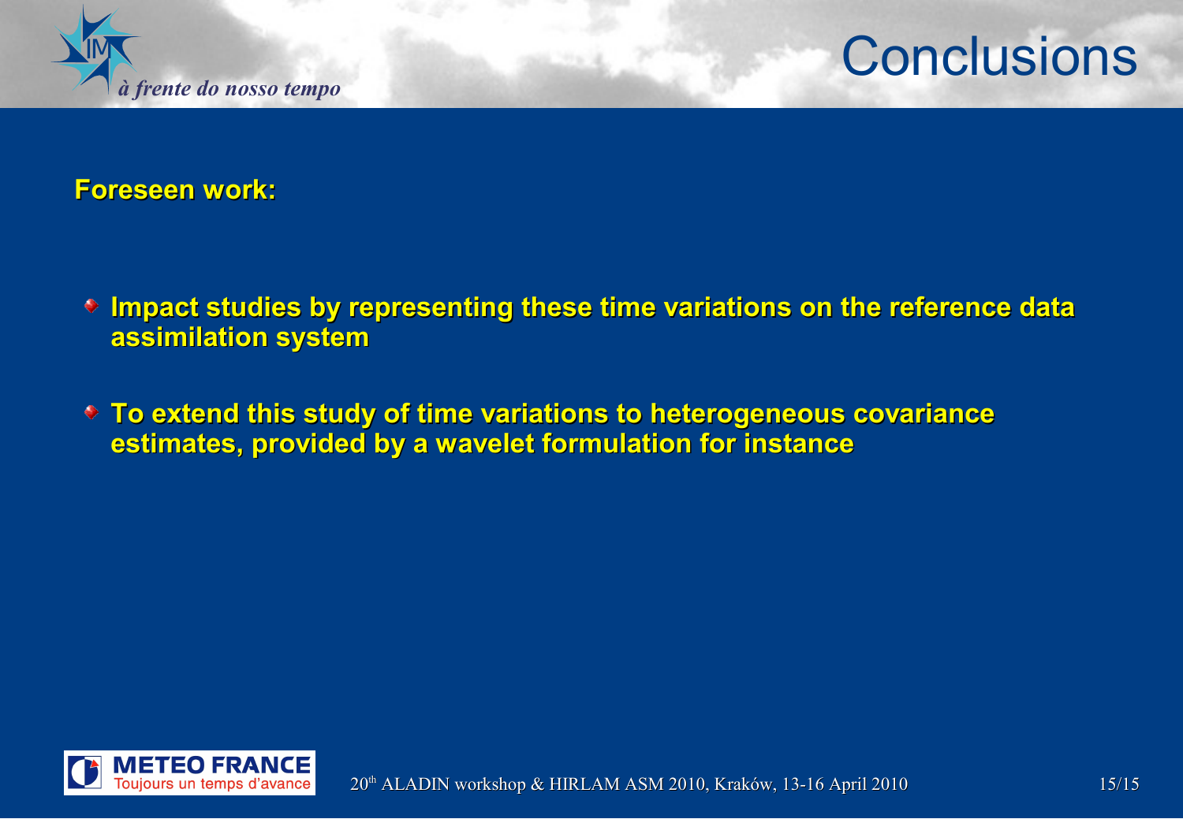# Conclusions

**Foreseen work:**

- **Impact studies by representing these time variations on the reference data assimilation system**
- **To extend this study of time variations to heterogeneous covariance estimates, provided by a wavelet formulation for instance**